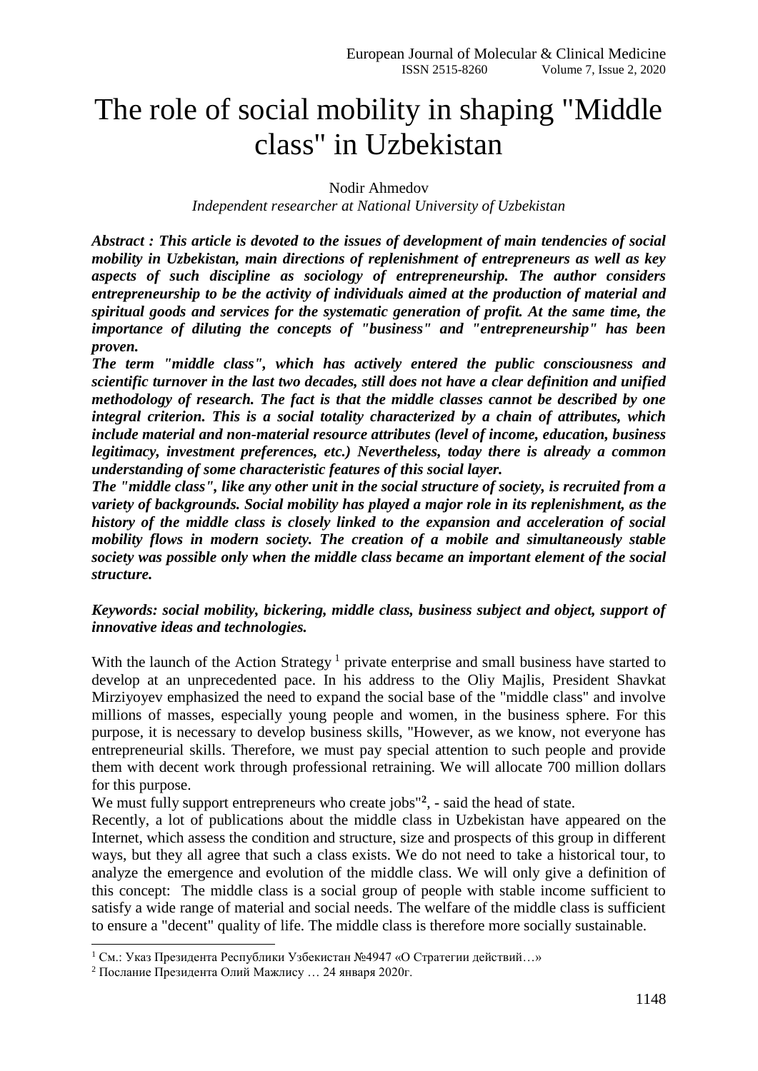# The role of social mobility in shaping "Middle class" in Uzbekistan

Nodir Ahmedov

*Independent researcher at National University of Uzbekistan*

***Abstract : This article is devoted to the issues of development of main tendencies of social mobility in Uzbekistan, main directions of replenishment of entrepreneurs as well as key aspects of such discipline as sociology of entrepreneurship. The author considers entrepreneurship to be the activity of individuals aimed at the production of material and spiritual goods and services for the systematic generation of profit. At the same time, the importance of diluting the concepts of "business" and "entrepreneurship" has been proven.***

***The term "middle class", which has actively entered the public consciousness and scientific turnover in the last two decades, still does not have a clear definition and unified methodology of research. The fact is that the middle classes cannot be described by one integral criterion. This is a social totality characterized by a chain of attributes, which include material and non-material resource attributes (level of income, education, business legitimacy, investment preferences, etc.) Nevertheless, today there is already a common understanding of some characteristic features of this social layer.***

***The "middle class", like any other unit in the social structure of society, is recruited from a variety of backgrounds. Social mobility has played a major role in its replenishment, as the history of the middle class is closely linked to the expansion and acceleration of social mobility flows in modern society. The creation of a mobile and simultaneously stable society was possible only when the middle class became an important element of the social structure.***

***Keywords: social mobility, bickering, middle class, business subject and object, support of innovative ideas and technologies.***

With the launch of the Action Strategy [1] private enterprise and small business have started to develop at an unprecedented pace. In his address to the Oliy Majlis, President Shavkat Mirziyoyev emphasized the need to expand the social base of the "middle class" and involve millions of masses, especially young people and women, in the business sphere. For this purpose, it is necessary to develop business skills, "However, as we know, not everyone has entrepreneurial skills. Therefore, we must pay special attention to such people and provide them with decent work through professional retraining. We will allocate 700 million dollars for this purpose.

We must fully support entrepreneurs who create jobs"[2], - said the head of state.

Recently, a lot of publications about the middle class in Uzbekistan have appeared on the Internet, which assess the condition and structure, size and prospects of this group in different ways, but they all agree that such a class exists. We do not need to take a historical tour, to analyze the emergence and evolution of the middle class. We will only give a definition of this concept: The middle class is a social group of people with stable income sufficient to satisfy a wide range of material and social needs. The welfare of the middle class is sufficient to ensure a "decent" quality of life. The middle class is therefore more socially sustainable.

---

[1] См.: Указ Президента Республики Узбекистан №4947 «О Стратегии действий…»

[2] Послание Президента Олий Мажлису … 24 января 2020г.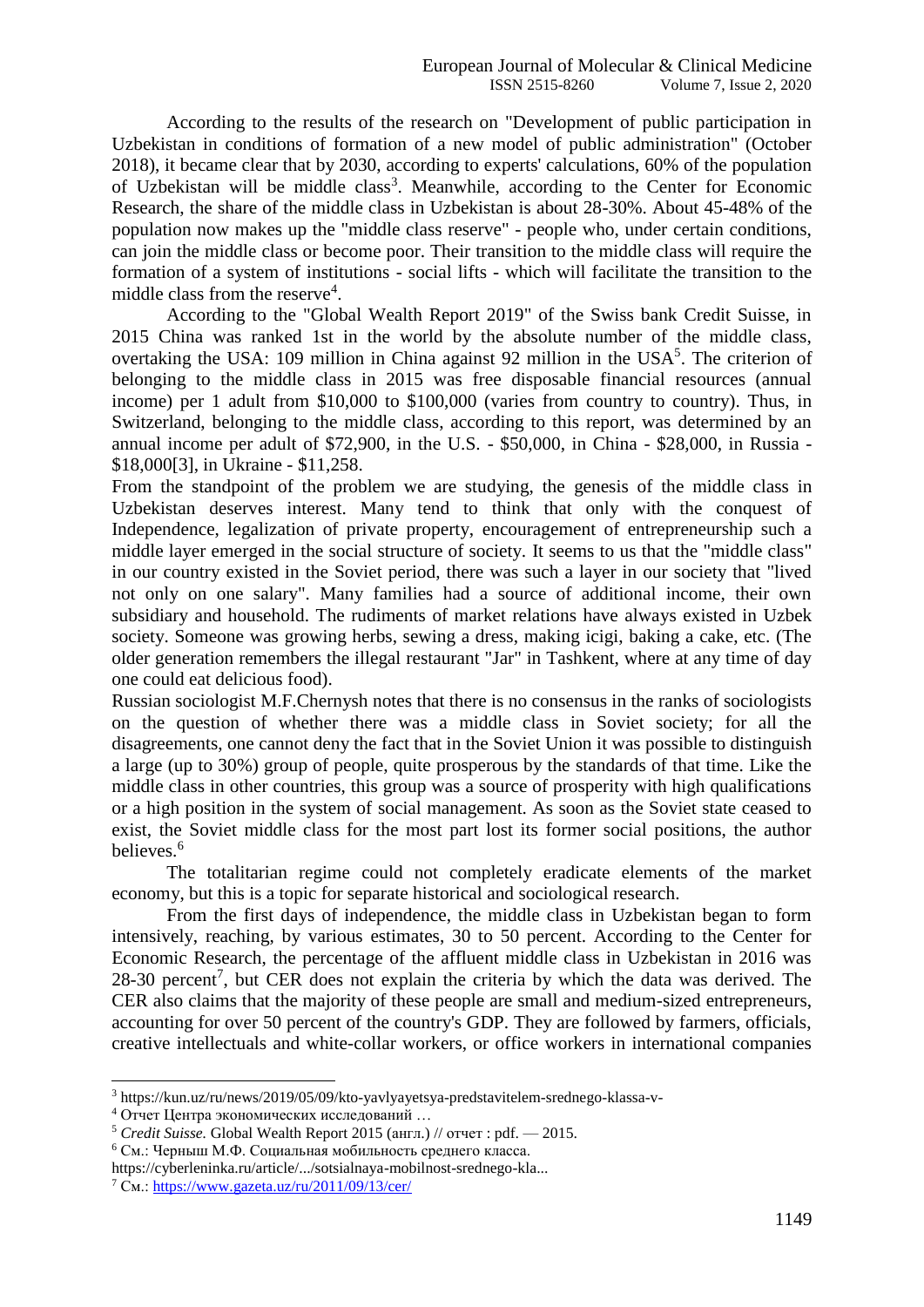According to the results of the research on "Development of public participation in Uzbekistan in conditions of formation of a new model of public administration" (October 2018), it became clear that by 2030, according to experts' calculations, 60% of the population of Uzbekistan will be middle class[3]. Meanwhile, according to the Center for Economic Research, the share of the middle class in Uzbekistan is about 28-30%. About 45-48% of the population now makes up the "middle class reserve" - people who, under certain conditions, can join the middle class or become poor. Their transition to the middle class will require the formation of a system of institutions - social lifts - which will facilitate the transition to the middle class from the reserve[4].

According to the "Global Wealth Report 2019" of the Swiss bank Credit Suisse, in 2015 China was ranked 1st in the world by the absolute number of the middle class, overtaking the USA: 109 million in China against 92 million in the USA[5]. The criterion of belonging to the middle class in 2015 was free disposable financial resources (annual income) per 1 adult from $10,000 to $100,000 (varies from country to country). Thus, in Switzerland, belonging to the middle class, according to this report, was determined by an annual income per adult of $72,900, in the U.S. - $50,000, in China - $28,000, in Russia - $18,000[3], in Ukraine - $11,258.

From the standpoint of the problem we are studying, the genesis of the middle class in Uzbekistan deserves interest. Many tend to think that only with the conquest of Independence, legalization of private property, encouragement of entrepreneurship such a middle layer emerged in the social structure of society. It seems to us that the "middle class" in our country existed in the Soviet period, there was such a layer in our society that "lived not only on one salary". Many families had a source of additional income, their own subsidiary and household. The rudiments of market relations have always existed in Uzbek society. Someone was growing herbs, sewing a dress, making icigi, baking a cake, etc. (The older generation remembers the illegal restaurant "Jar" in Tashkent, where at any time of day one could eat delicious food).

Russian sociologist M.F.Chernysh notes that there is no consensus in the ranks of sociologists on the question of whether there was a middle class in Soviet society; for all the disagreements, one cannot deny the fact that in the Soviet Union it was possible to distinguish a large (up to 30%) group of people, quite prosperous by the standards of that time. Like the middle class in other countries, this group was a source of prosperity with high qualifications or a high position in the system of social management. As soon as the Soviet state ceased to exist, the Soviet middle class for the most part lost its former social positions, the author believes.[6]

The totalitarian regime could not completely eradicate elements of the market economy, but this is a topic for separate historical and sociological research.

From the first days of independence, the middle class in Uzbekistan began to form intensively, reaching, by various estimates, 30 to 50 percent. According to the Center for Economic Research, the percentage of the affluent middle class in Uzbekistan in 2016 was 28-30 percent[7], but CER does not explain the criteria by which the data was derived. The CER also claims that the majority of these people are small and medium-sized entrepreneurs, accounting for over 50 percent of the country's GDP. They are followed by farmers, officials, creative intellectuals and white-collar workers, or office workers in international companies

---

[3] https://kun.uz/ru/news/2019/05/09/kto-yavlyayetsya-predstavitelem-srednego-klassa-v-

[4] Отчет Центра экономических исследований …

[5] *Credit Suisse.* Global Wealth Report 2015 (англ.) // отчет : pdf. — 2015.

[6] См.: Черныш М.Ф. Социальная мобильность среднего класса. https://cyberleninka.ru/article/.../sotsialnaya-mobilnost-srednego-kla...

[7] См.: https://www.gazeta.uz/ru/2011/09/13/cer/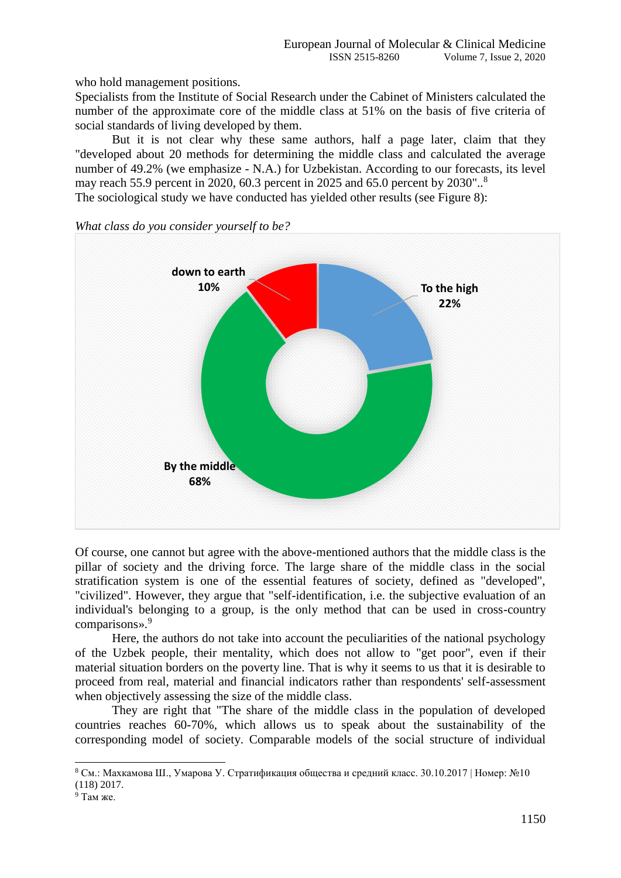who hold management positions.

Specialists from the Institute of Social Research under the Cabinet of Ministers calculated the number of the approximate core of the middle class at 51% on the basis of five criteria of social standards of living developed by them.

But it is not clear why these same authors, half a page later, claim that they "developed about 20 methods for determining the middle class and calculated the average number of 49.2% (we emphasize - N.A.) for Uzbekistan. According to our forecasts, its level may reach 55.9 percent in 2020, 60.3 percent in 2025 and 65.0 percent by 2030"..[8]

The sociological study we have conducted has yielded other results (see Figure 8):

*What class do you consider yourself to be?*

| Class | Share |
|---|---|
| To the high | 22% |
| By the middle | 68% |
| down to earth | 10% |

Of course, one cannot but agree with the above-mentioned authors that the middle class is the pillar of society and the driving force. The large share of the middle class in the social stratification system is one of the essential features of society, defined as "developed", "civilized". However, they argue that "self-identification, i.e. the subjective evaluation of an individual's belonging to a group, is the only method that can be used in cross-country comparisons».[9]

Here, the authors do not take into account the peculiarities of the national psychology of the Uzbek people, their mentality, which does not allow to "get poor", even if their material situation borders on the poverty line. That is why it seems to us that it is desirable to proceed from real, material and financial indicators rather than respondents' self-assessment when objectively assessing the size of the middle class.

They are right that "The share of the middle class in the population of developed countries reaches 60-70%, which allows us to speak about the sustainability of the corresponding model of society. Comparable models of the social structure of individual

---

[8] См.: Маххамова Ш., Умарова У. Стратификация общества и средний класс. 30.10.2017 | Номер: №10 (118) 2017.

[9] Там же.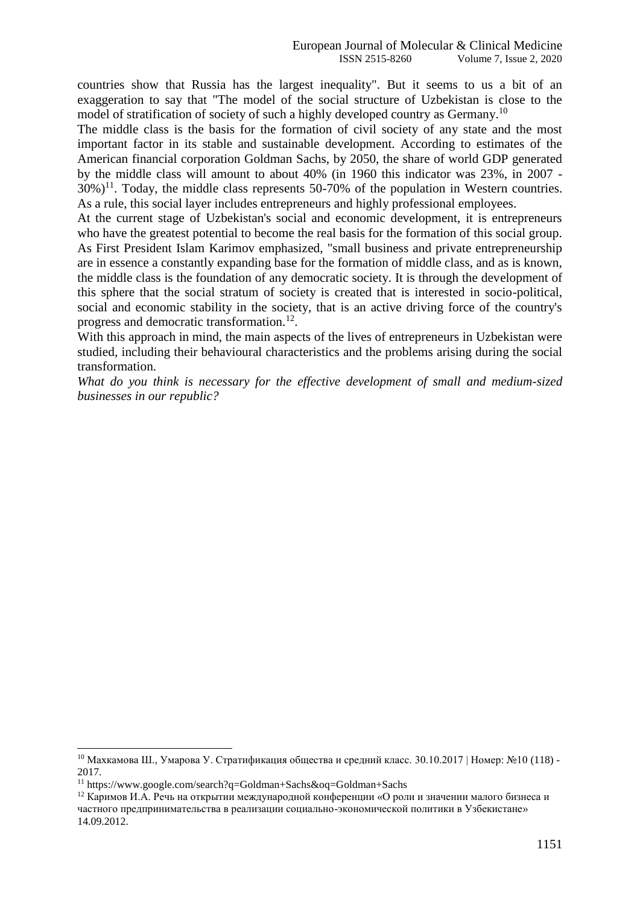countries show that Russia has the largest inequality". But it seems to us a bit of an exaggeration to say that "The model of the social structure of Uzbekistan is close to the model of stratification of society of such a highly developed country as Germany.[10]

The middle class is the basis for the formation of civil society of any state and the most important factor in its stable and sustainable development. According to estimates of the American financial corporation Goldman Sachs, by 2050, the share of world GDP generated by the middle class will amount to about 40% (in 1960 this indicator was 23%, in 2007 - 30%)[11]. Today, the middle class represents 50-70% of the population in Western countries. As a rule, this social layer includes entrepreneurs and highly professional employees.

At the current stage of Uzbekistan's social and economic development, it is entrepreneurs who have the greatest potential to become the real basis for the formation of this social group. As First President Islam Karimov emphasized, "small business and private entrepreneurship are in essence a constantly expanding base for the formation of middle class, and as is known, the middle class is the foundation of any democratic society. It is through the development of this sphere that the social stratum of society is created that is interested in socio-political, social and economic stability in the society, that is an active driving force of the country's progress and democratic transformation.[12].

With this approach in mind, the main aspects of the lives of entrepreneurs in Uzbekistan were studied, including their behavioural characteristics and the problems arising during the social transformation.

*What do you think is necessary for the effective development of small and medium-sized businesses in our republic?*

---

[10] Махкамова Ш., Умарова У. Стратификация общества и средний класс. 30.10.2017 | Номер: №10 (118) - 2017.

[11] https://www.google.com/search?q=Goldman+Sachs&oq=Goldman+Sachs

[12] Каримов И.А. Речь на открытии международной конференции «О роли и значении малого бизнеса и частного предпринимательства в реализации социально-экономической политики в Узбекистане» 14.09.2012.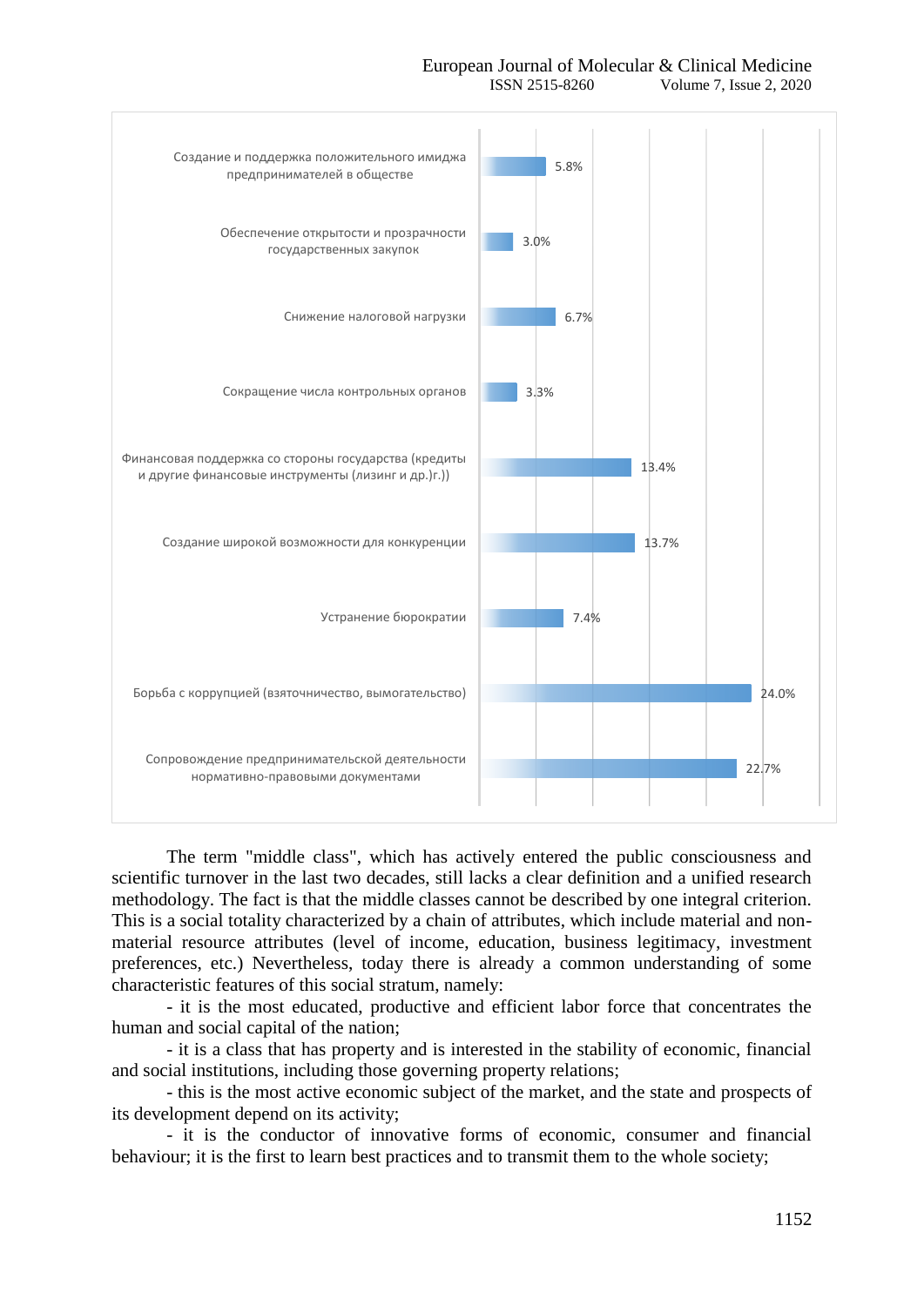| Category | Value |
|---|---|
| Создание и поддержка положительного имиджа предпринимателей в обществе | 5.8% |
| Обеспечение открытости и прозрачности государственных закупок | 3.0% |
| Снижение налоговой нагрузки | 6.7% |
| Сокращение числа контрольных органов | 3.3% |
| Финансовая поддержка со стороны государства (кредиты и другие финансовые инструменты (лизинг и др.)г.)) | 13.4% |
| Создание широкой возможности для конкуренции | 13.7% |
| Устранение бюрократии | 7.4% |
| Борьба с коррупцией (взяточничество, вымогательство) | 24.0% |
| Сопровождение предпринимательской деятельности нормативно-правовыми документами | 22.7% |

The term "middle class", which has actively entered the public consciousness and scientific turnover in the last two decades, still lacks a clear definition and a unified research methodology. The fact is that the middle classes cannot be described by one integral criterion. This is a social totality characterized by a chain of attributes, which include material and non-material resource attributes (level of income, education, business legitimacy, investment preferences, etc.) Nevertheless, today there is already a common understanding of some characteristic features of this social stratum, namely:

- it is the most educated, productive and efficient labor force that concentrates the human and social capital of the nation;
- it is a class that has property and is interested in the stability of economic, financial and social institutions, including those governing property relations;
- this is the most active economic subject of the market, and the state and prospects of its development depend on its activity;
- it is the conductor of innovative forms of economic, consumer and financial behaviour; it is the first to learn best practices and to transmit them to the whole society;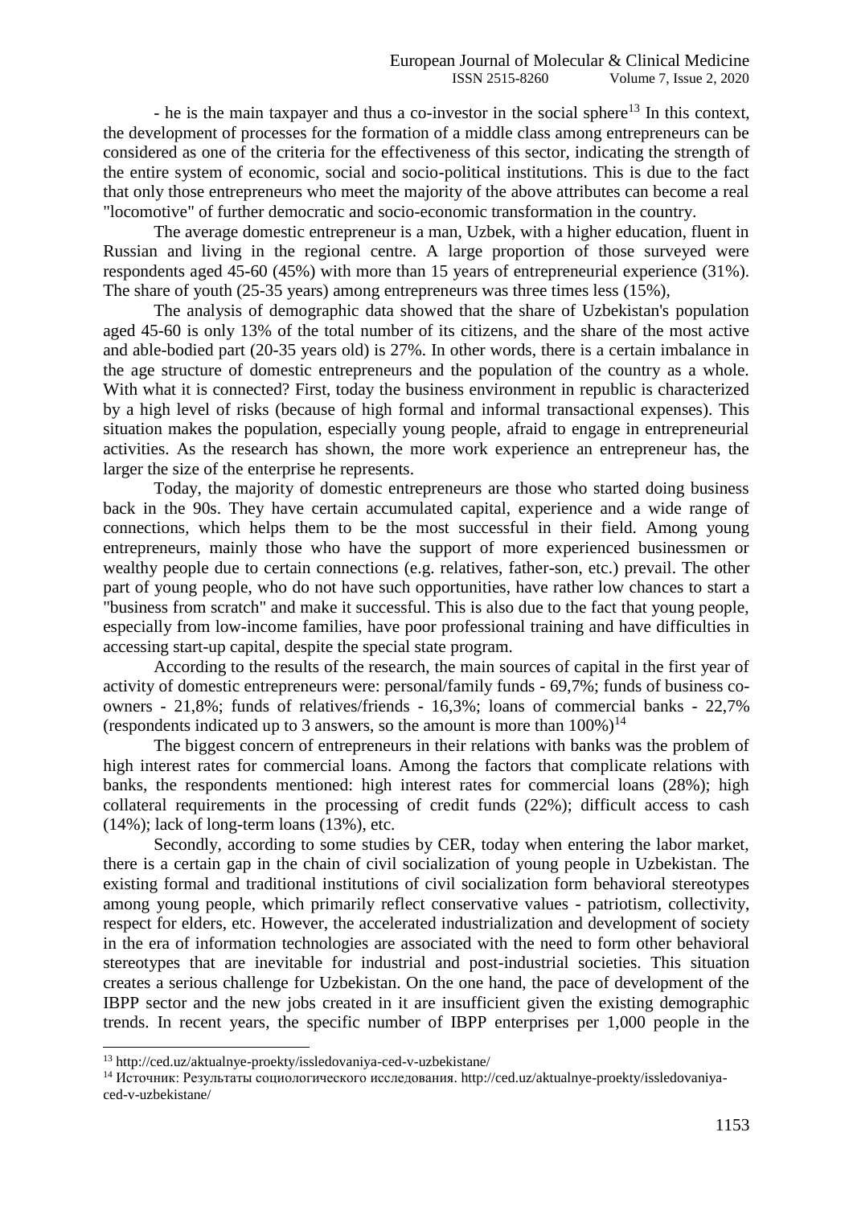- he is the main taxpayer and thus a co-investor in the social sphere[13] In this context, the development of processes for the formation of a middle class among entrepreneurs can be considered as one of the criteria for the effectiveness of this sector, indicating the strength of the entire system of economic, social and socio-political institutions. This is due to the fact that only those entrepreneurs who meet the majority of the above attributes can become a real "locomotive" of further democratic and socio-economic transformation in the country.

The average domestic entrepreneur is a man, Uzbek, with a higher education, fluent in Russian and living in the regional centre. A large proportion of those surveyed were respondents aged 45-60 (45%) with more than 15 years of entrepreneurial experience (31%). The share of youth (25-35 years) among entrepreneurs was three times less (15%),

The analysis of demographic data showed that the share of Uzbekistan's population aged 45-60 is only 13% of the total number of its citizens, and the share of the most active and able-bodied part (20-35 years old) is 27%. In other words, there is a certain imbalance in the age structure of domestic entrepreneurs and the population of the country as a whole. With what it is connected? First, today the business environment in republic is characterized by a high level of risks (because of high formal and informal transactional expenses). This situation makes the population, especially young people, afraid to engage in entrepreneurial activities. As the research has shown, the more work experience an entrepreneur has, the larger the size of the enterprise he represents.

Today, the majority of domestic entrepreneurs are those who started doing business back in the 90s. They have certain accumulated capital, experience and a wide range of connections, which helps them to be the most successful in their field. Among young entrepreneurs, mainly those who have the support of more experienced businessmen or wealthy people due to certain connections (e.g. relatives, father-son, etc.) prevail. The other part of young people, who do not have such opportunities, have rather low chances to start a "business from scratch" and make it successful. This is also due to the fact that young people, especially from low-income families, have poor professional training and have difficulties in accessing start-up capital, despite the special state program.

According to the results of the research, the main sources of capital in the first year of activity of domestic entrepreneurs were: personal/family funds - 69,7%; funds of business co-owners - 21,8%; funds of relatives/friends - 16,3%; loans of commercial banks - 22,7% (respondents indicated up to 3 answers, so the amount is more than 100%)[14]

The biggest concern of entrepreneurs in their relations with banks was the problem of high interest rates for commercial loans. Among the factors that complicate relations with banks, the respondents mentioned: high interest rates for commercial loans (28%); high collateral requirements in the processing of credit funds (22%); difficult access to cash (14%); lack of long-term loans (13%), etc.

Secondly, according to some studies by CER, today when entering the labor market, there is a certain gap in the chain of civil socialization of young people in Uzbekistan. The existing formal and traditional institutions of civil socialization form behavioral stereotypes among young people, which primarily reflect conservative values - patriotism, collectivity, respect for elders, etc. However, the accelerated industrialization and development of society in the era of information technologies are associated with the need to form other behavioral stereotypes that are inevitable for industrial and post-industrial societies. This situation creates a serious challenge for Uzbekistan. On the one hand, the pace of development of the IBPP sector and the new jobs created in it are insufficient given the existing demographic trends. In recent years, the specific number of IBPP enterprises per 1,000 people in the

---

[13] http://ced.uz/aktualnye-proekty/issledovaniya-ced-v-uzbekistane/

[14] Источник: Результаты социологического исследования. http://ced.uz/aktualnye-proekty/issledovaniya-ced-v-uzbekistane/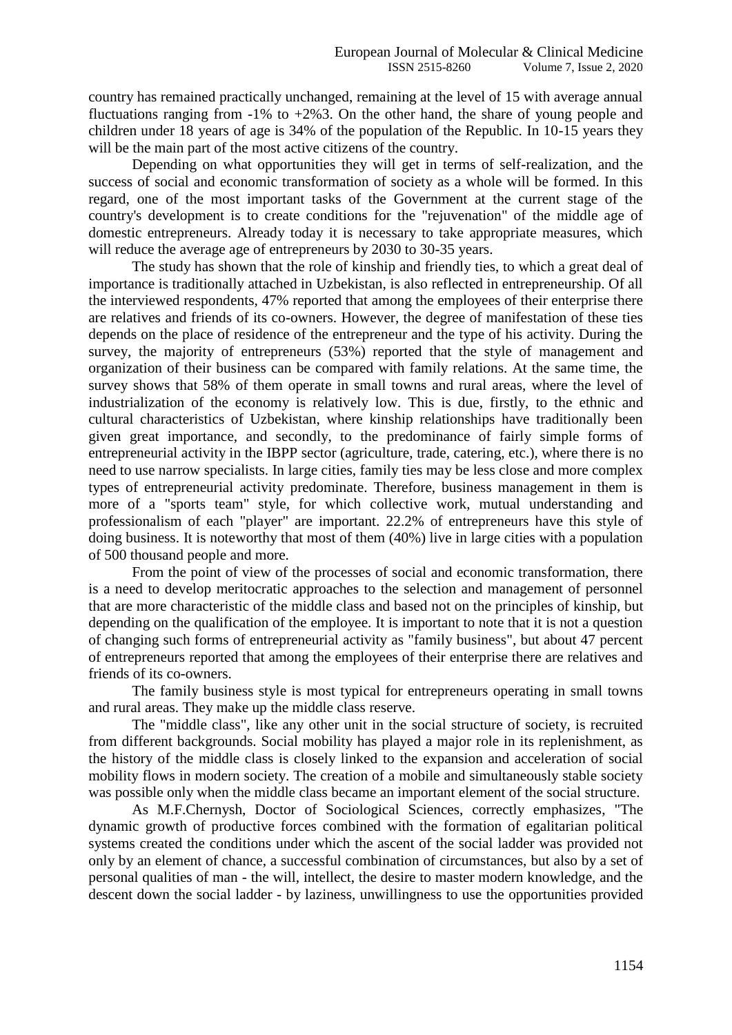country has remained practically unchanged, remaining at the level of 15 with average annual fluctuations ranging from -1% to +2%3. On the other hand, the share of young people and children under 18 years of age is 34% of the population of the Republic. In 10-15 years they will be the main part of the most active citizens of the country.

Depending on what opportunities they will get in terms of self-realization, and the success of social and economic transformation of society as a whole will be formed. In this regard, one of the most important tasks of the Government at the current stage of the country's development is to create conditions for the "rejuvenation" of the middle age of domestic entrepreneurs. Already today it is necessary to take appropriate measures, which will reduce the average age of entrepreneurs by 2030 to 30-35 years.

The study has shown that the role of kinship and friendly ties, to which a great deal of importance is traditionally attached in Uzbekistan, is also reflected in entrepreneurship. Of all the interviewed respondents, 47% reported that among the employees of their enterprise there are relatives and friends of its co-owners. However, the degree of manifestation of these ties depends on the place of residence of the entrepreneur and the type of his activity. During the survey, the majority of entrepreneurs (53%) reported that the style of management and organization of their business can be compared with family relations. At the same time, the survey shows that 58% of them operate in small towns and rural areas, where the level of industrialization of the economy is relatively low. This is due, firstly, to the ethnic and cultural characteristics of Uzbekistan, where kinship relationships have traditionally been given great importance, and secondly, to the predominance of fairly simple forms of entrepreneurial activity in the IBPP sector (agriculture, trade, catering, etc.), where there is no need to use narrow specialists. In large cities, family ties may be less close and more complex types of entrepreneurial activity predominate. Therefore, business management in them is more of a "sports team" style, for which collective work, mutual understanding and professionalism of each "player" are important. 22.2% of entrepreneurs have this style of doing business. It is noteworthy that most of them (40%) live in large cities with a population of 500 thousand people and more.

From the point of view of the processes of social and economic transformation, there is a need to develop meritocratic approaches to the selection and management of personnel that are more characteristic of the middle class and based not on the principles of kinship, but depending on the qualification of the employee. It is important to note that it is not a question of changing such forms of entrepreneurial activity as "family business", but about 47 percent of entrepreneurs reported that among the employees of their enterprise there are relatives and friends of its co-owners.

The family business style is most typical for entrepreneurs operating in small towns and rural areas. They make up the middle class reserve.

The "middle class", like any other unit in the social structure of society, is recruited from different backgrounds. Social mobility has played a major role in its replenishment, as the history of the middle class is closely linked to the expansion and acceleration of social mobility flows in modern society. The creation of a mobile and simultaneously stable society was possible only when the middle class became an important element of the social structure.

As M.F.Chernysh, Doctor of Sociological Sciences, correctly emphasizes, "The dynamic growth of productive forces combined with the formation of egalitarian political systems created the conditions under which the ascent of the social ladder was provided not only by an element of chance, a successful combination of circumstances, but also by a set of personal qualities of man - the will, intellect, the desire to master modern knowledge, and the descent down the social ladder - by laziness, unwillingness to use the opportunities provided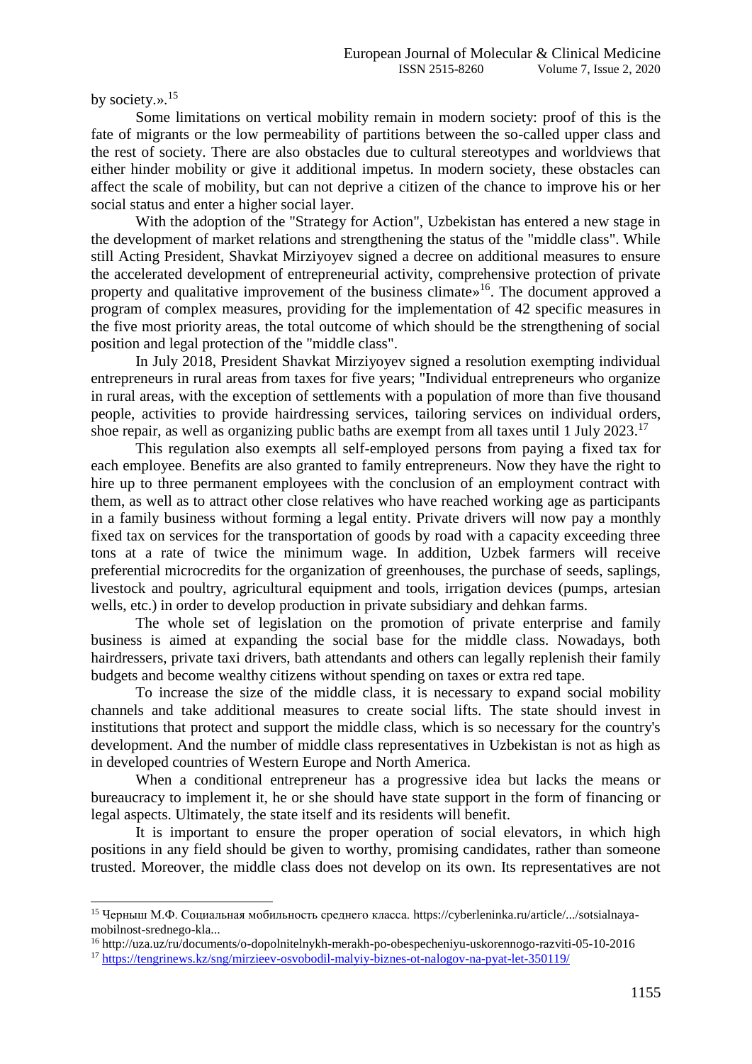by society.».[15]

Some limitations on vertical mobility remain in modern society: proof of this is the fate of migrants or the low permeability of partitions between the so-called upper class and the rest of society. There are also obstacles due to cultural stereotypes and worldviews that either hinder mobility or give it additional impetus. In modern society, these obstacles can affect the scale of mobility, but can not deprive a citizen of the chance to improve his or her social status and enter a higher social layer.

With the adoption of the "Strategy for Action", Uzbekistan has entered a new stage in the development of market relations and strengthening the status of the "middle class". While still Acting President, Shavkat Mirziyoyev signed a decree on additional measures to ensure the accelerated development of entrepreneurial activity, comprehensive protection of private property and qualitative improvement of the business climate»[16]. The document approved a program of complex measures, providing for the implementation of 42 specific measures in the five most priority areas, the total outcome of which should be the strengthening of social position and legal protection of the "middle class".

In July 2018, President Shavkat Mirziyoyev signed a resolution exempting individual entrepreneurs in rural areas from taxes for five years; "Individual entrepreneurs who organize in rural areas, with the exception of settlements with a population of more than five thousand people, activities to provide hairdressing services, tailoring services on individual orders, shoe repair, as well as organizing public baths are exempt from all taxes until 1 July 2023.[17]

This regulation also exempts all self-employed persons from paying a fixed tax for each employee. Benefits are also granted to family entrepreneurs. Now they have the right to hire up to three permanent employees with the conclusion of an employment contract with them, as well as to attract other close relatives who have reached working age as participants in a family business without forming a legal entity. Private drivers will now pay a monthly fixed tax on services for the transportation of goods by road with a capacity exceeding three tons at a rate of twice the minimum wage. In addition, Uzbek farmers will receive preferential microcredits for the organization of greenhouses, the purchase of seeds, saplings, livestock and poultry, agricultural equipment and tools, irrigation devices (pumps, artesian wells, etc.) in order to develop production in private subsidiary and dehkan farms.

The whole set of legislation on the promotion of private enterprise and family business is aimed at expanding the social base for the middle class. Nowadays, both hairdressers, private taxi drivers, bath attendants and others can legally replenish their family budgets and become wealthy citizens without spending on taxes or extra red tape.

To increase the size of the middle class, it is necessary to expand social mobility channels and take additional measures to create social lifts. The state should invest in institutions that protect and support the middle class, which is so necessary for the country's development. And the number of middle class representatives in Uzbekistan is not as high as in developed countries of Western Europe and North America.

When a conditional entrepreneur has a progressive idea but lacks the means or bureaucracy to implement it, he or she should have state support in the form of financing or legal aspects. Ultimately, the state itself and its residents will benefit.

It is important to ensure the proper operation of social elevators, in which high positions in any field should be given to worthy, promising candidates, rather than someone trusted. Moreover, the middle class does not develop on its own. Its representatives are not

---

[15] Черныш М.Ф. Социальная мобильность среднего класса. https://cyberleninka.ru/article/.../sotsialnaya-mobilnost-srednego-kla...

[16] http://uza.uz/ru/documents/o-dopolnitelnykh-merakh-po-obespecheniyu-uskorennogo-razviti-05-10-2016

[17] https://tengrinews.kz/sng/mirzieev-osvobodil-malyiy-biznes-ot-nalogov-na-pyat-let-350119/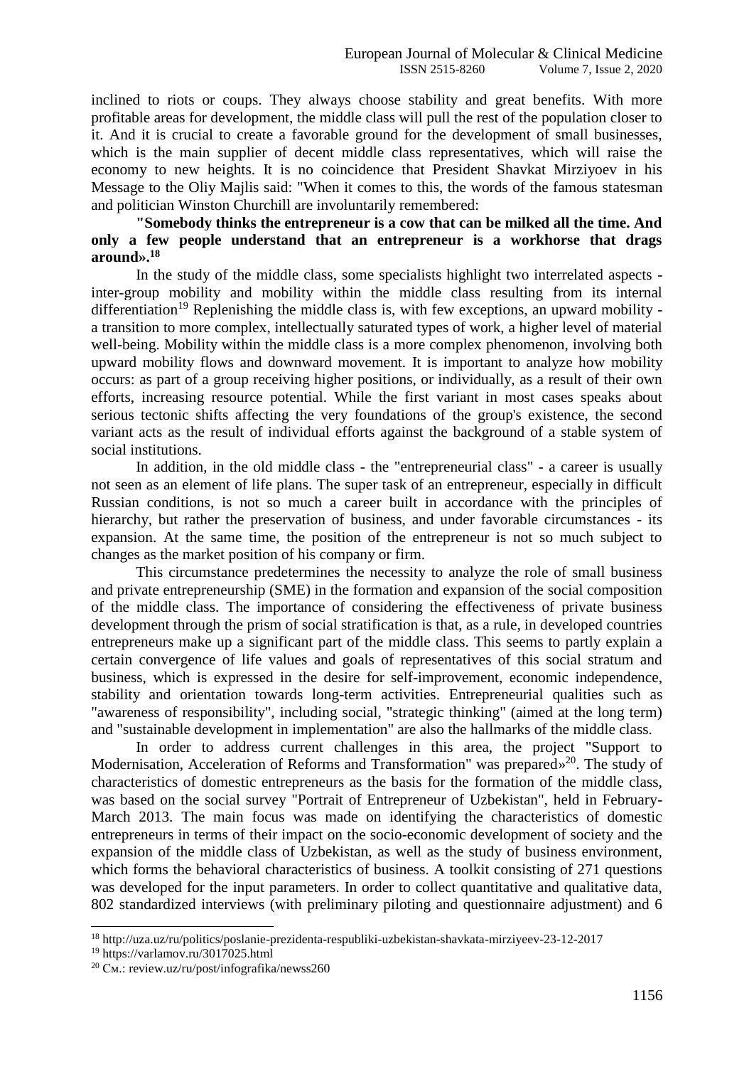inclined to riots or coups. They always choose stability and great benefits. With more profitable areas for development, the middle class will pull the rest of the population closer to it. And it is crucial to create a favorable ground for the development of small businesses, which is the main supplier of decent middle class representatives, which will raise the economy to new heights. It is no coincidence that President Shavkat Mirziyoev in his Message to the Oliy Majlis said: "When it comes to this, the words of the famous statesman and politician Winston Churchill are involuntarily remembered:

**"Somebody thinks the entrepreneur is a cow that can be milked all the time. And only a few people understand that an entrepreneur is a workhorse that drags around».[18]**

In the study of the middle class, some specialists highlight two interrelated aspects - inter-group mobility and mobility within the middle class resulting from its internal differentiation[19] Replenishing the middle class is, with few exceptions, an upward mobility - a transition to more complex, intellectually saturated types of work, a higher level of material well-being. Mobility within the middle class is a more complex phenomenon, involving both upward mobility flows and downward movement. It is important to analyze how mobility occurs: as part of a group receiving higher positions, or individually, as a result of their own efforts, increasing resource potential. While the first variant in most cases speaks about serious tectonic shifts affecting the very foundations of the group's existence, the second variant acts as the result of individual efforts against the background of a stable system of social institutions.

In addition, in the old middle class - the "entrepreneurial class" - a career is usually not seen as an element of life plans. The super task of an entrepreneur, especially in difficult Russian conditions, is not so much a career built in accordance with the principles of hierarchy, but rather the preservation of business, and under favorable circumstances - its expansion. At the same time, the position of the entrepreneur is not so much subject to changes as the market position of his company or firm.

This circumstance predetermines the necessity to analyze the role of small business and private entrepreneurship (SME) in the formation and expansion of the social composition of the middle class. The importance of considering the effectiveness of private business development through the prism of social stratification is that, as a rule, in developed countries entrepreneurs make up a significant part of the middle class. This seems to partly explain a certain convergence of life values and goals of representatives of this social stratum and business, which is expressed in the desire for self-improvement, economic independence, stability and orientation towards long-term activities. Entrepreneurial qualities such as "awareness of responsibility", including social, "strategic thinking" (aimed at the long term) and "sustainable development in implementation" are also the hallmarks of the middle class.

In order to address current challenges in this area, the project "Support to Modernisation, Acceleration of Reforms and Transformation" was prepared»[20]. The study of characteristics of domestic entrepreneurs as the basis for the formation of the middle class, was based on the social survey "Portrait of Entrepreneur of Uzbekistan", held in February-March 2013. The main focus was made on identifying the characteristics of domestic entrepreneurs in terms of their impact on the socio-economic development of society and the expansion of the middle class of Uzbekistan, as well as the study of business environment, which forms the behavioral characteristics of business. A toolkit consisting of 271 questions was developed for the input parameters. In order to collect quantitative and qualitative data, 802 standardized interviews (with preliminary piloting and questionnaire adjustment) and 6

---

[18] http://uza.uz/ru/politics/poslanie-prezidenta-respubliki-uzbekistan-shavkata-mirziyeev-23-12-2017

[19] https://varlamov.ru/3017025.html

[20] См.: review.uz/ru/post/infografika/newss260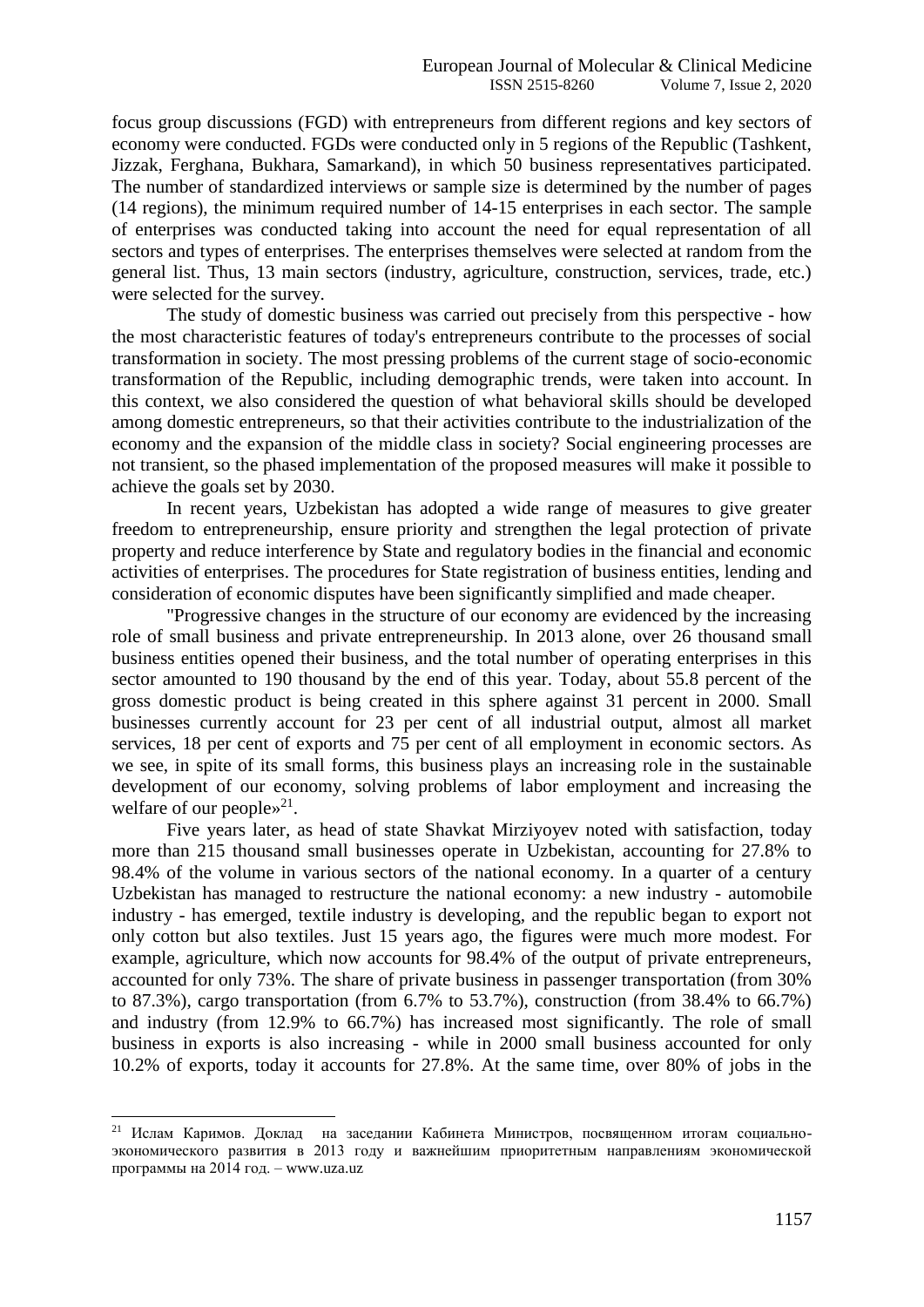focus group discussions (FGD) with entrepreneurs from different regions and key sectors of economy were conducted. FGDs were conducted only in 5 regions of the Republic (Tashkent, Jizzak, Ferghana, Bukhara, Samarkand), in which 50 business representatives participated. The number of standardized interviews or sample size is determined by the number of pages (14 regions), the minimum required number of 14-15 enterprises in each sector. The sample of enterprises was conducted taking into account the need for equal representation of all sectors and types of enterprises. The enterprises themselves were selected at random from the general list. Thus, 13 main sectors (industry, agriculture, construction, services, trade, etc.) were selected for the survey.

The study of domestic business was carried out precisely from this perspective - how the most characteristic features of today's entrepreneurs contribute to the processes of social transformation in society. The most pressing problems of the current stage of socio-economic transformation of the Republic, including demographic trends, were taken into account. In this context, we also considered the question of what behavioral skills should be developed among domestic entrepreneurs, so that their activities contribute to the industrialization of the economy and the expansion of the middle class in society? Social engineering processes are not transient, so the phased implementation of the proposed measures will make it possible to achieve the goals set by 2030.

In recent years, Uzbekistan has adopted a wide range of measures to give greater freedom to entrepreneurship, ensure priority and strengthen the legal protection of private property and reduce interference by State and regulatory bodies in the financial and economic activities of enterprises. The procedures for State registration of business entities, lending and consideration of economic disputes have been significantly simplified and made cheaper.

"Progressive changes in the structure of our economy are evidenced by the increasing role of small business and private entrepreneurship. In 2013 alone, over 26 thousand small business entities opened their business, and the total number of operating enterprises in this sector amounted to 190 thousand by the end of this year. Today, about 55.8 percent of the gross domestic product is being created in this sphere against 31 percent in 2000. Small businesses currently account for 23 per cent of all industrial output, almost all market services, 18 per cent of exports and 75 per cent of all employment in economic sectors. As we see, in spite of its small forms, this business plays an increasing role in the sustainable development of our economy, solving problems of labor employment and increasing the welfare of our people»[21].

Five years later, as head of state Shavkat Mirziyoyev noted with satisfaction, today more than 215 thousand small businesses operate in Uzbekistan, accounting for 27.8% to 98.4% of the volume in various sectors of the national economy. In a quarter of a century Uzbekistan has managed to restructure the national economy: a new industry - automobile industry - has emerged, textile industry is developing, and the republic began to export not only cotton but also textiles. Just 15 years ago, the figures were much more modest. For example, agriculture, which now accounts for 98.4% of the output of private entrepreneurs, accounted for only 73%. The share of private business in passenger transportation (from 30% to 87.3%), cargo transportation (from 6.7% to 53.7%), construction (from 38.4% to 66.7%) and industry (from 12.9% to 66.7%) has increased most significantly. The role of small business in exports is also increasing - while in 2000 small business accounted for only 10.2% of exports, today it accounts for 27.8%. At the same time, over 80% of jobs in the

---

[21] Ислам Каримов. Доклад на заседании Кабинета Министров, посвященном итогам социально-экономического развития в 2013 году и важнейшим приоритетным направлениям экономической программы на 2014 год. – www.uza.uz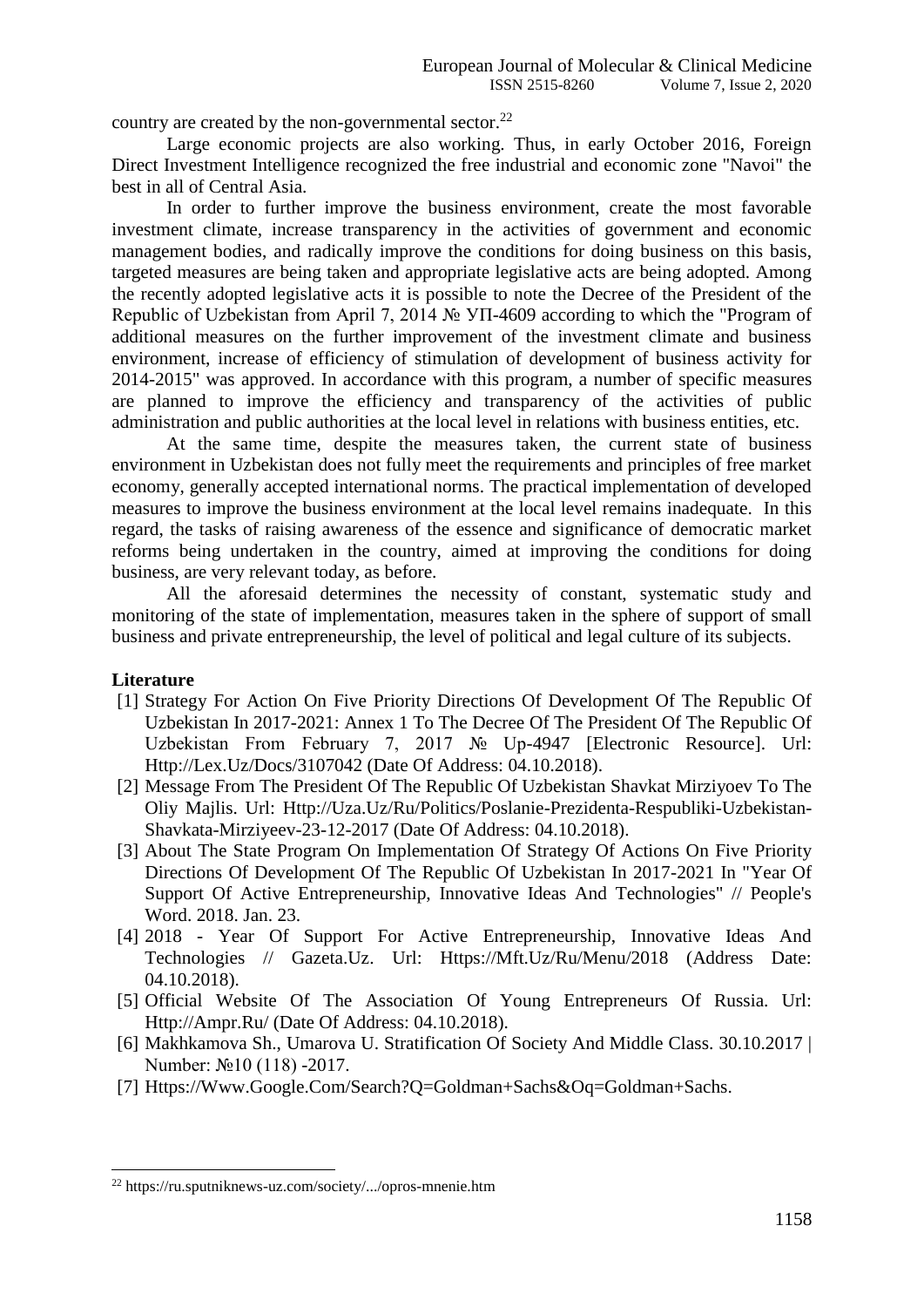country are created by the non-governmental sector.[22]

Large economic projects are also working. Thus, in early October 2016, Foreign Direct Investment Intelligence recognized the free industrial and economic zone "Navoi" the best in all of Central Asia.

In order to further improve the business environment, create the most favorable investment climate, increase transparency in the activities of government and economic management bodies, and radically improve the conditions for doing business on this basis, targeted measures are being taken and appropriate legislative acts are being adopted. Among the recently adopted legislative acts it is possible to note the Decree of the President of the Republic of Uzbekistan from April 7, 2014 № УП-4609 according to which the "Program of additional measures on the further improvement of the investment climate and business environment, increase of efficiency of stimulation of development of business activity for 2014-2015" was approved. In accordance with this program, a number of specific measures are planned to improve the efficiency and transparency of the activities of public administration and public authorities at the local level in relations with business entities, etc.

At the same time, despite the measures taken, the current state of business environment in Uzbekistan does not fully meet the requirements and principles of free market economy, generally accepted international norms. The practical implementation of developed measures to improve the business environment at the local level remains inadequate. In this regard, the tasks of raising awareness of the essence and significance of democratic market reforms being undertaken in the country, aimed at improving the conditions for doing business, are very relevant today, as before.

All the aforesaid determines the necessity of constant, systematic study and monitoring of the state of implementation, measures taken in the sphere of support of small business and private entrepreneurship, the level of political and legal culture of its subjects.

**Literature**

[1] Strategy For Action On Five Priority Directions Of Development Of The Republic Of Uzbekistan In 2017-2021: Annex 1 To The Decree Of The President Of The Republic Of Uzbekistan From February 7, 2017 № Up-4947 [Electronic Resource]. Url: Http://Lex.Uz/Docs/3107042 (Date Of Address: 04.10.2018).

[2] Message From The President Of The Republic Of Uzbekistan Shavkat Mirziyoev To The Oliy Majlis. Url: Http://Uza.Uz/Ru/Politics/Poslanie-Prezidenta-Respubliki-Uzbekistan-Shavkata-Mirziyeev-23-12-2017 (Date Of Address: 04.10.2018).

[3] About The State Program On Implementation Of Strategy Of Actions On Five Priority Directions Of Development Of The Republic Of Uzbekistan In 2017-2021 In "Year Of Support Of Active Entrepreneurship, Innovative Ideas And Technologies" // People's Word. 2018. Jan. 23.

[4] 2018 - Year Of Support For Active Entrepreneurship, Innovative Ideas And Technologies // Gazeta.Uz. Url: Https://Mft.Uz/Ru/Menu/2018 (Address Date: 04.10.2018).

[5] Official Website Of The Association Of Young Entrepreneurs Of Russia. Url: Http://Ampr.Ru/ (Date Of Address: 04.10.2018).

[6] Makhkamova Sh., Umarova U. Stratification Of Society And Middle Class. 30.10.2017 | Number: №10 (118) -2017.

[7] Https://Www.Google.Com/Search?Q=Goldman+Sachs&Oq=Goldman+Sachs.

---

[22] https://ru.sputniknews-uz.com/society/.../opros-mnenie.htm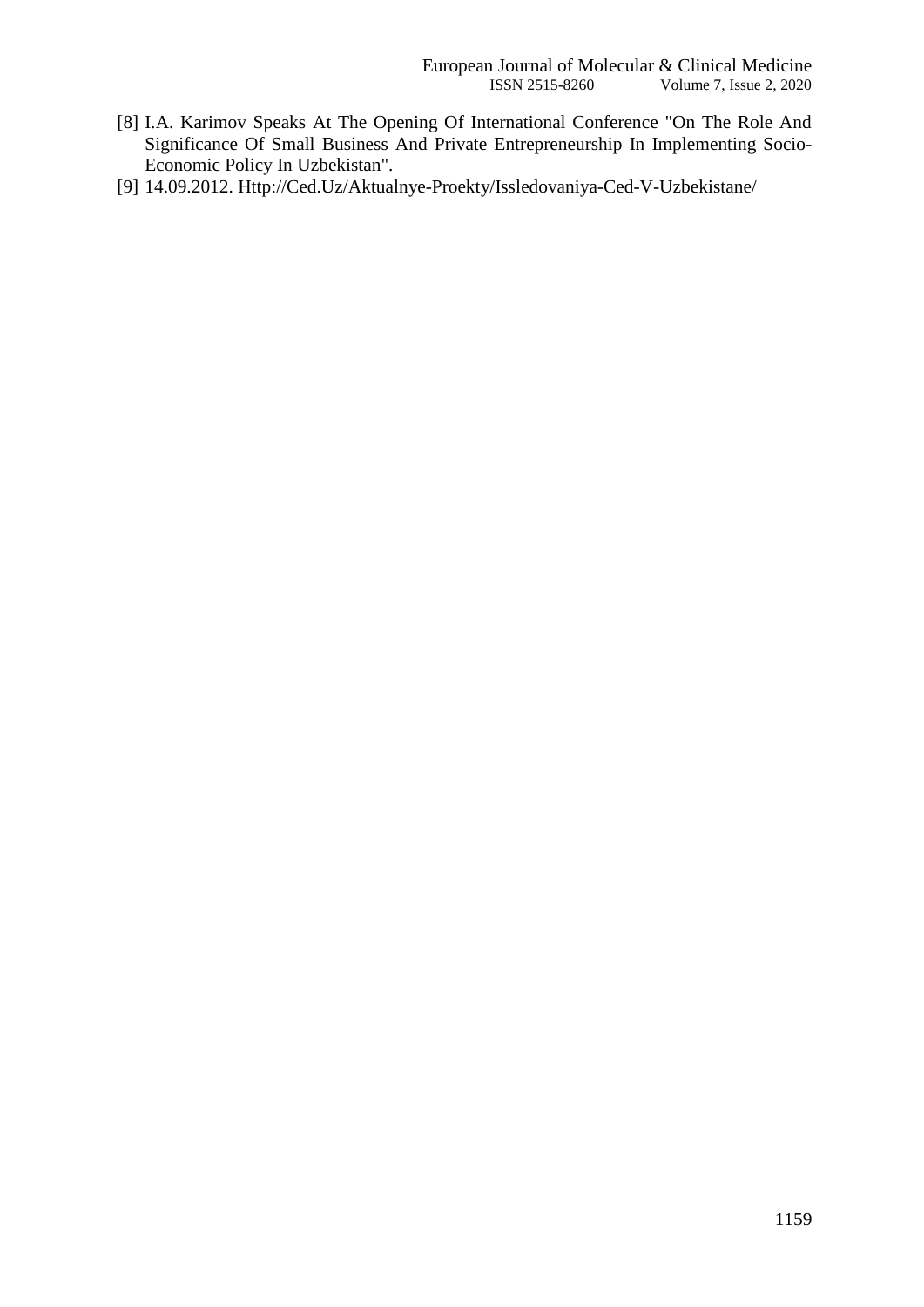[8] I.A. Karimov Speaks At The Opening Of International Conference "On The Role And Significance Of Small Business And Private Entrepreneurship In Implementing Socio-Economic Policy In Uzbekistan".

[9] 14.09.2012. Http://Ced.Uz/Aktualnye-Proekty/Issledovaniya-Ced-V-Uzbekistane/